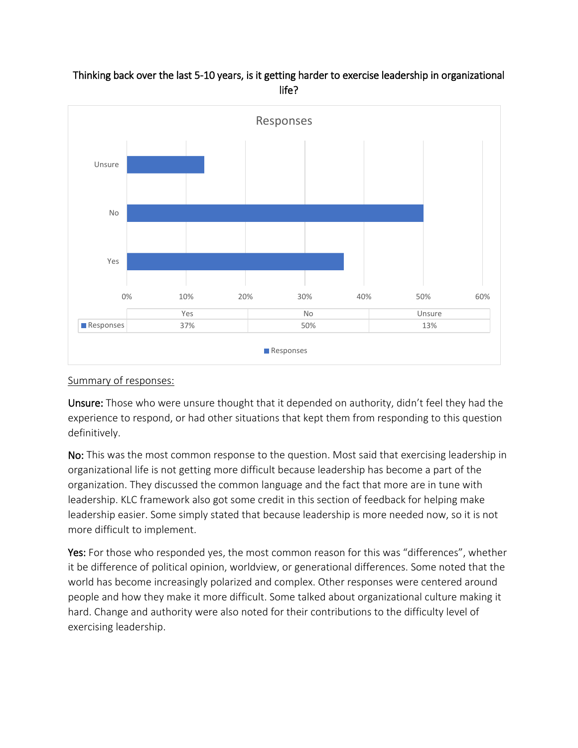## Thinking back over the last 5-10 years, is it getting harder to exercise leadership in organizational life?

| | Yes | No | Unsure |
|---|---|---|---|
| Responses | 37% | 50% | 13% |

Summary of responses:

**Unsure:** Those who were unsure thought that it depended on authority, didn't feel they had the experience to respond, or had other situations that kept them from responding to this question definitively.

**No:** This was the most common response to the question. Most said that exercising leadership in organizational life is not getting more difficult because leadership has become a part of the organization. They discussed the common language and the fact that more are in tune with leadership. KLC framework also got some credit in this section of feedback for helping make leadership easier. Some simply stated that because leadership is more needed now, so it is not more difficult to implement.

**Yes:** For those who responded yes, the most common reason for this was "differences", whether it be difference of political opinion, worldview, or generational differences. Some noted that the world has become increasingly polarized and complex. Other responses were centered around people and how they make it more difficult. Some talked about organizational culture making it hard. Change and authority were also noted for their contributions to the difficulty level of exercising leadership.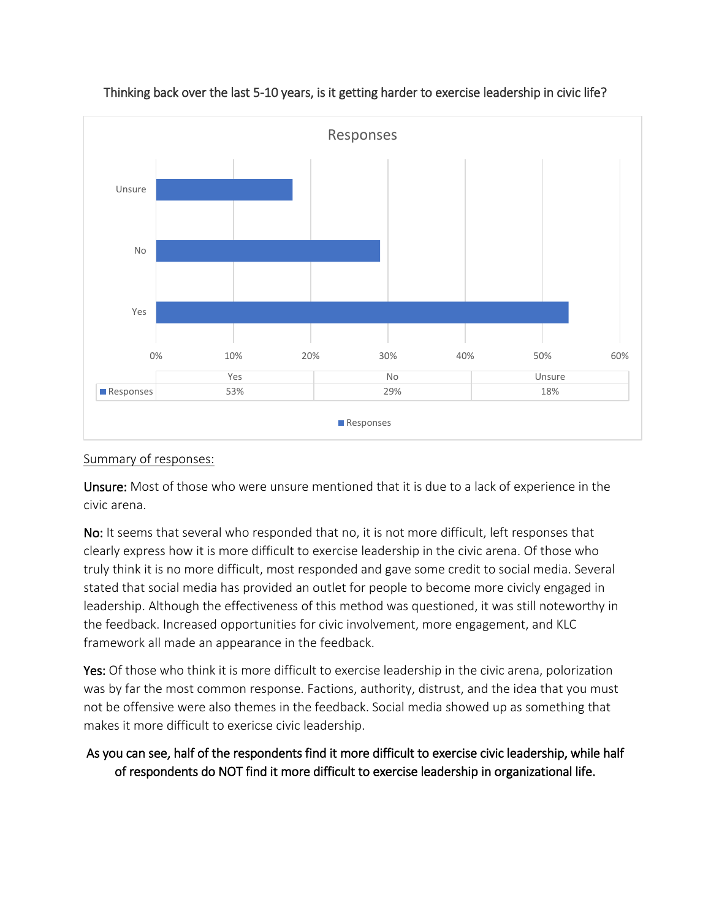Thinking back over the last 5-10 years, is it getting harder to exercise leadership in civic life?

**Responses**

| | Yes | No | Unsure |
|---|---|---|---|
| Responses | 53% | 29% | 18% |

<u>Summary of responses:</u>

**Unsure:** Most of those who were unsure mentioned that it is due to a lack of experience in the civic arena.

**No:** It seems that several who responded that no, it is not more difficult, left responses that clearly express how it is more difficult to exercise leadership in the civic arena. Of those who truly think it is no more difficult, most responded and gave some credit to social media. Several stated that social media has provided an outlet for people to become more civicly engaged in leadership. Although the effectiveness of this method was questioned, it was still noteworthy in the feedback. Increased opportunities for civic involvement, more engagement, and KLC framework all made an appearance in the feedback.

**Yes:** Of those who think it is more difficult to exercise leadership in the civic arena, polorization was by far the most common response. Factions, authority, distrust, and the idea that you must not be offensive were also themes in the feedback. Social media showed up as something that makes it more difficult to exericse civic leadership.

As you can see, half of the respondents find it more difficult to exercise civic leadership, while half of respondents do NOT find it more difficult to exercise leadership in organizational life.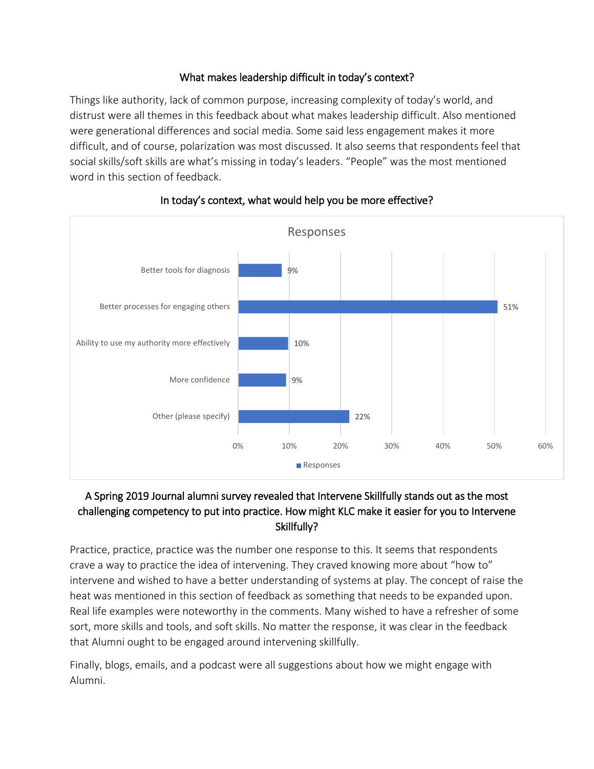## What makes leadership difficult in today's context?

Things like authority, lack of common purpose, increasing complexity of today's world, and distrust were all themes in this feedback about what makes leadership difficult. Also mentioned were generational differences and social media. Some said less engagement makes it more difficult, and of course, polarization was most discussed. It also seems that respondents feel that social skills/soft skills are what's missing in today's leaders. "People" was the most mentioned word in this section of feedback.

## In today's context, what would help you be more effective?

Responses

Better tools for diagnosis 9%

Better processes for engaging others 51%

Ability to use my authority more effectively 10%

More confidence 9%

Other (please specify) 22%

0% 10% 20% 30% 40% 50% 60%

Responses

## A Spring 2019 Journal alumni survey revealed that Intervene Skillfully stands out as the most challenging competency to put into practice. How might KLC make it easier for you to Intervene Skillfully?

Practice, practice, practice was the number one response to this. It seems that respondents crave a way to practice the idea of intervening. They craved knowing more about "how to" intervene and wished to have a better understanding of systems at play. The concept of raise the heat was mentioned in this section of feedback as something that needs to be expanded upon. Real life examples were noteworthy in the comments. Many wished to have a refresher of some sort, more skills and tools, and soft skills. No matter the response, it was clear in the feedback that Alumni ought to be engaged around intervening skillfully.

Finally, blogs, emails, and a podcast were all suggestions about how we might engage with Alumni.